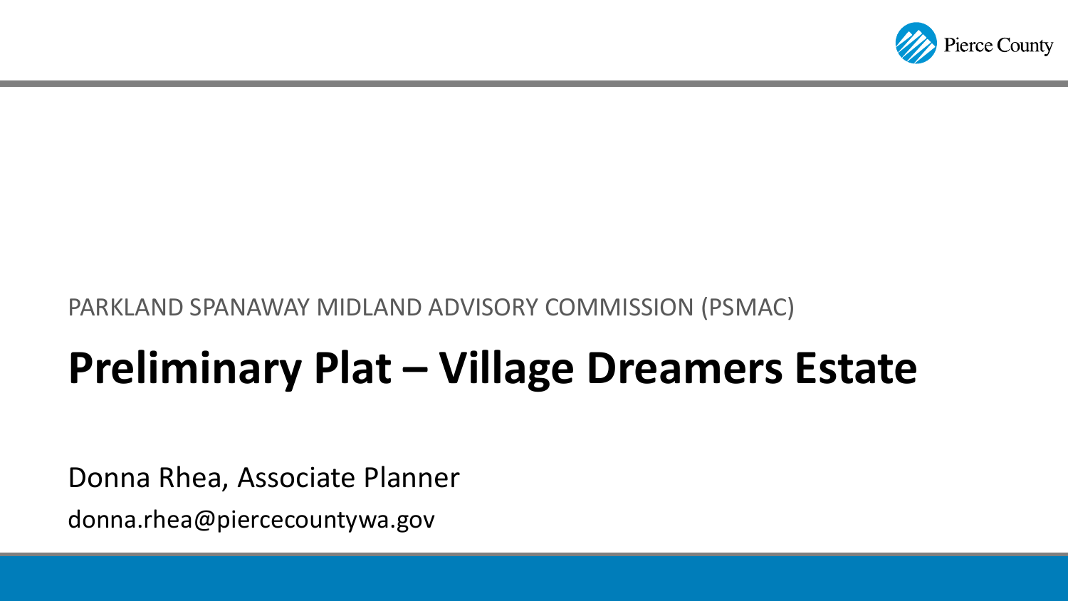PARKLAND SPANAWAY MIDLAND ADVISORY COMMISSION (PSMAC)

# Preliminary Plat – Village Dreamers Estate

Donna Rhea, Associate Planner

donna.rhea@piercecountywa.gov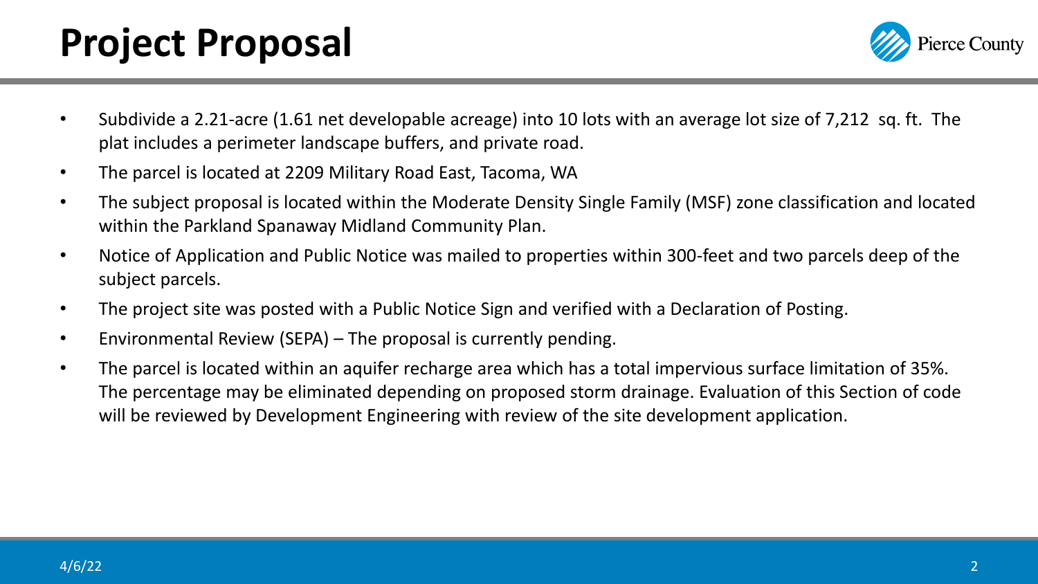# Project Proposal

- Subdivide a 2.21-acre (1.61 net developable acreage) into 10 lots with an average lot size of 7,212 sq. ft. The plat includes a perimeter landscape buffers, and private road.
- The parcel is located at 2209 Military Road East, Tacoma, WA
- The subject proposal is located within the Moderate Density Single Family (MSF) zone classification and located within the Parkland Spanaway Midland Community Plan.
- Notice of Application and Public Notice was mailed to properties within 300-feet and two parcels deep of the subject parcels.
- The project site was posted with a Public Notice Sign and verified with a Declaration of Posting.
- Environmental Review (SEPA) – The proposal is currently pending.
- The parcel is located within an aquifer recharge area which has a total impervious surface limitation of 35%. The percentage may be eliminated depending on proposed storm drainage. Evaluation of this Section of code will be reviewed by Development Engineering with review of the site development application.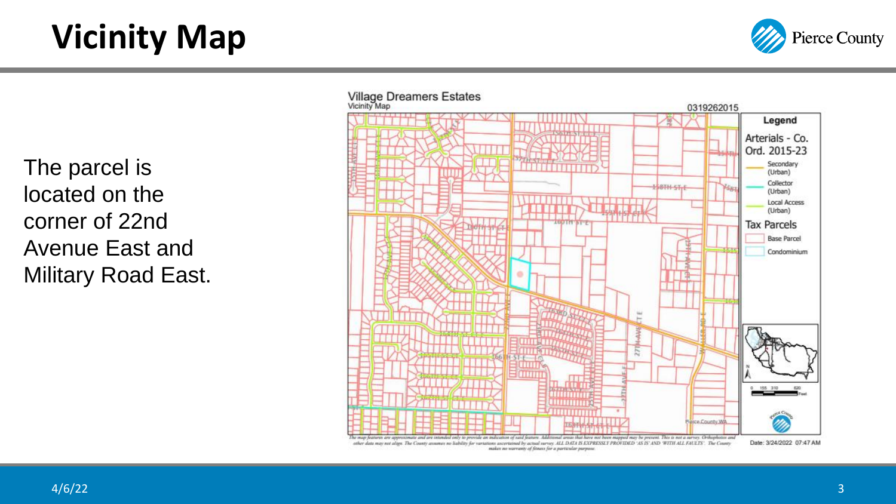# Vicinity Map

The parcel is located on the corner of 22nd Avenue East and Military Road East.

Village Dreamers Estates
Vicinity Map

0319262015

Legend

Arterials - Co. Ord. 2015-23

- Secondary (Urban)
- Collector (Urban)
- Local Access (Urban)

Tax Parcels

- Base Parcel
- Condominium

The map features are approximate and are intended only to provide an indication of said feature. Additional areas that have not been mapped may be present. This is not a survey. Orthophotos and other data may not align. The County assumes no liability for variations ascertained by actual survey. ALL DATA IS EXPRESSLY PROVIDED 'AS IS' AND 'WITH ALL FAULTS'. The County makes no warranty of fitness for a particular purpose.

Date: 3/24/2022 07:47 AM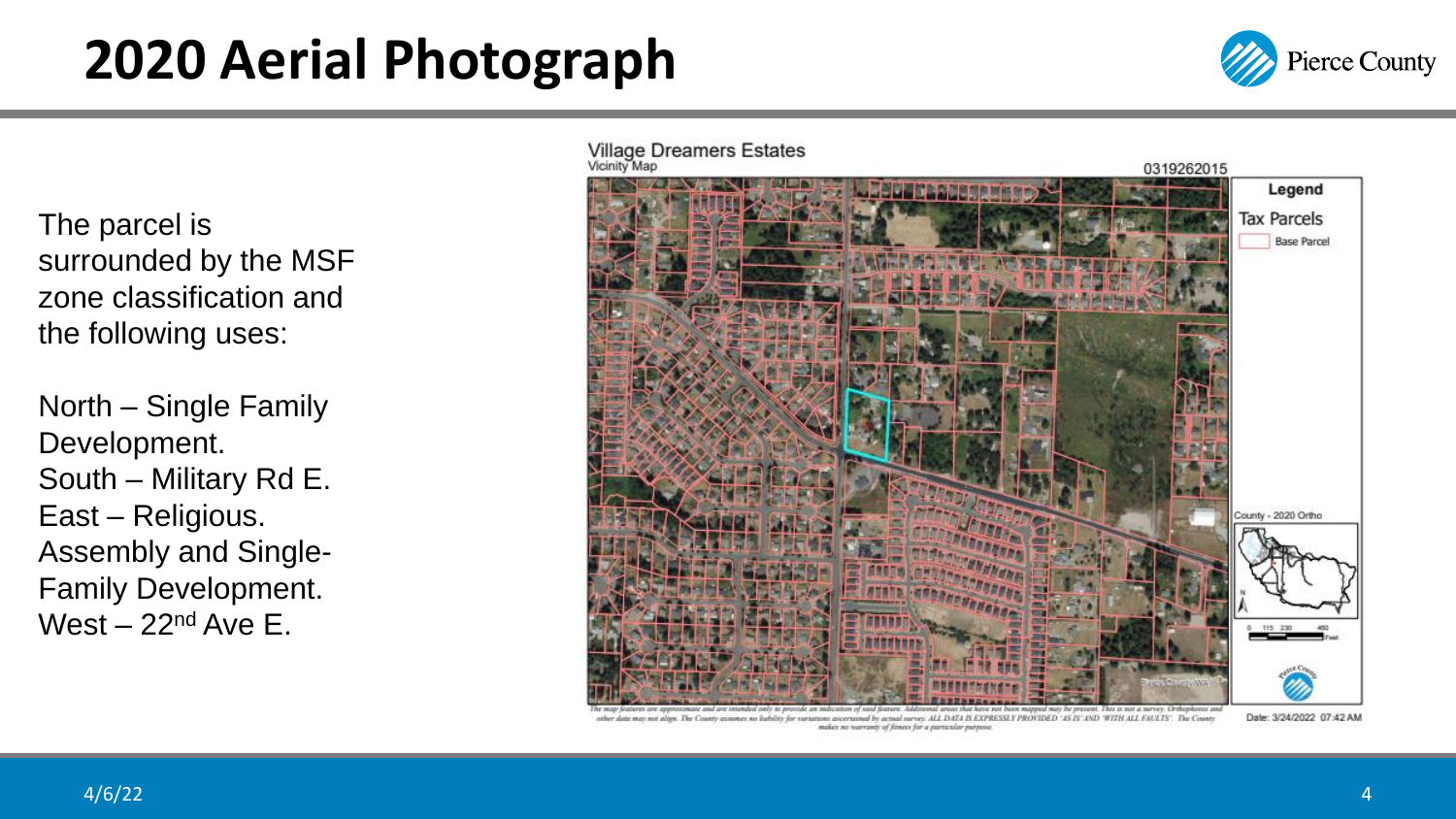# 2020 Aerial Photograph

The parcel is surrounded by the MSF zone classification and the following uses:

North – Single Family Development.
South – Military Rd E.
East – Religious. Assembly and Single-Family Development.
West – 22nd Ave E.

Village Dreamers Estates
Vicinity Map

0319262015

Legend
Tax Parcels
Base Parcel

County - 2020 Ortho

The map features are approximate and are intended only to provide an indication of said feature. Additional areas that have not been mapped may be present. This is not a survey. Orthophotos and other data may not align. The County assumes no liability for variations ascertained by actual survey. ALL DATA IS EXPRESSLY PROVIDED 'AS IS' AND 'WITH ALL FAULTS'. The County makes no warranty of fitness for a particular purpose.

Date: 3/24/2022 07:42 AM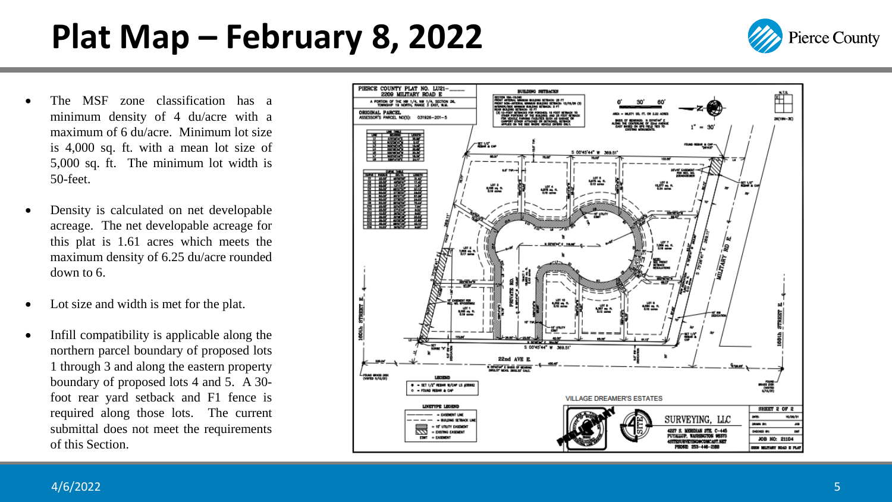# Plat Map – February 8, 2022

- The MSF zone classification has a minimum density of 4 du/acre with a maximum of 6 du/acre. Minimum lot size is 4,000 sq. ft. with a mean lot size of 5,000 sq. ft. The minimum lot width is 50-feet.
- Density is calculated on net developable acreage. The net developable acreage for this plat is 1.61 acres which meets the maximum density of 6.25 du/acre rounded down to 6.
- Lot size and width is met for the plat.
- Infill compatibility is applicable along the northern parcel boundary of proposed lots 1 through 3 and along the eastern property boundary of proposed lots 4 and 5. A 30-foot rear yard setback and F1 fence is required along those lots. The current submittal does not meet the requirements of this Section.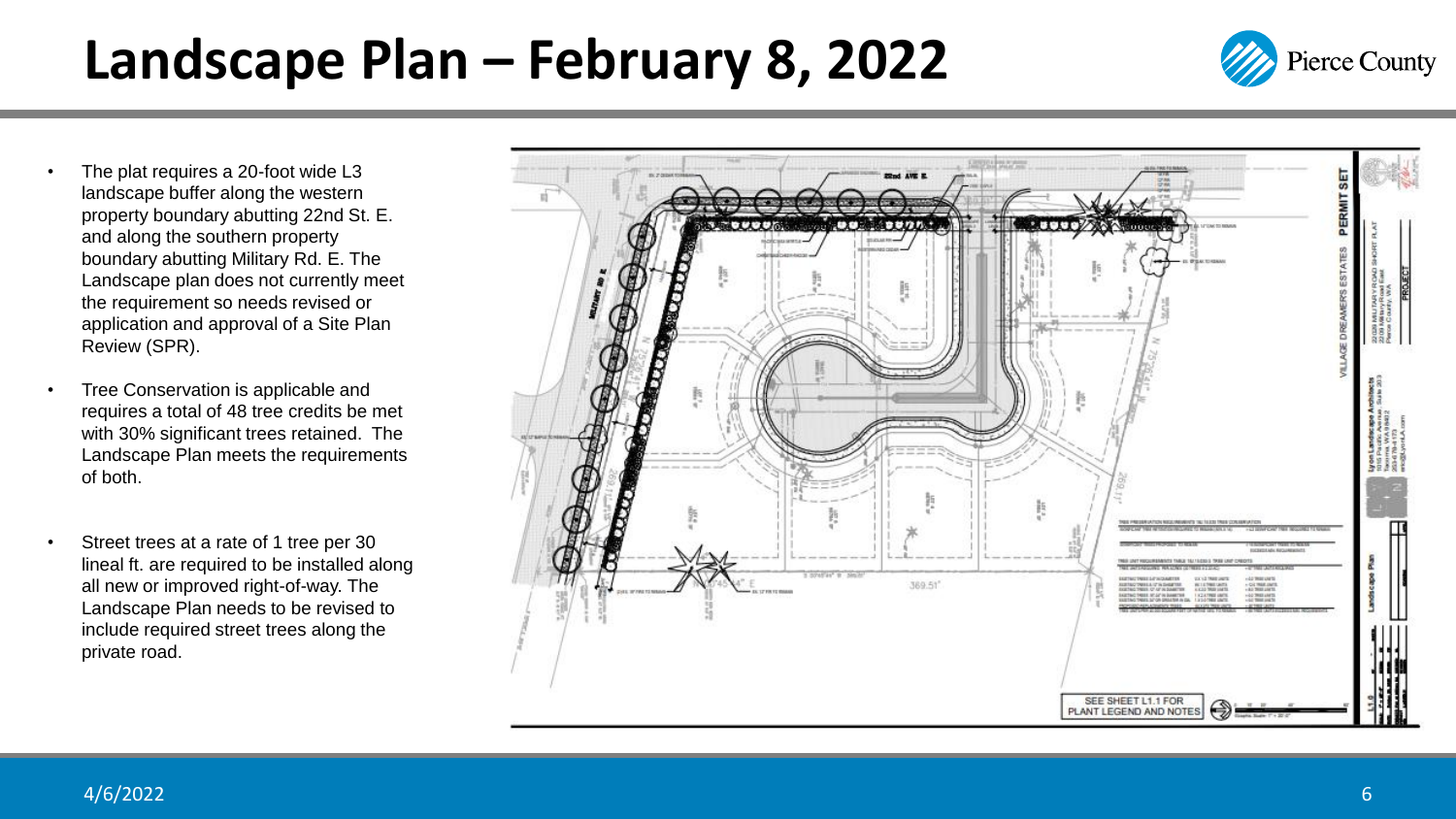# Landscape Plan – February 8, 2022

- The plat requires a 20-foot wide L3 landscape buffer along the western property boundary abutting 22nd St. E. and along the southern property boundary abutting Military Rd. E. The Landscape plan does not currently meet the requirement so needs revised or application and approval of a Site Plan Review (SPR).
- Tree Conservation is applicable and requires a total of 48 tree credits be met with 30% significant trees retained. The Landscape Plan meets the requirements of both.
- Street trees at a rate of 1 tree per 30 lineal ft. are required to be installed along all new or improved right-of-way. The Landscape Plan needs to be revised to include required street trees along the private road.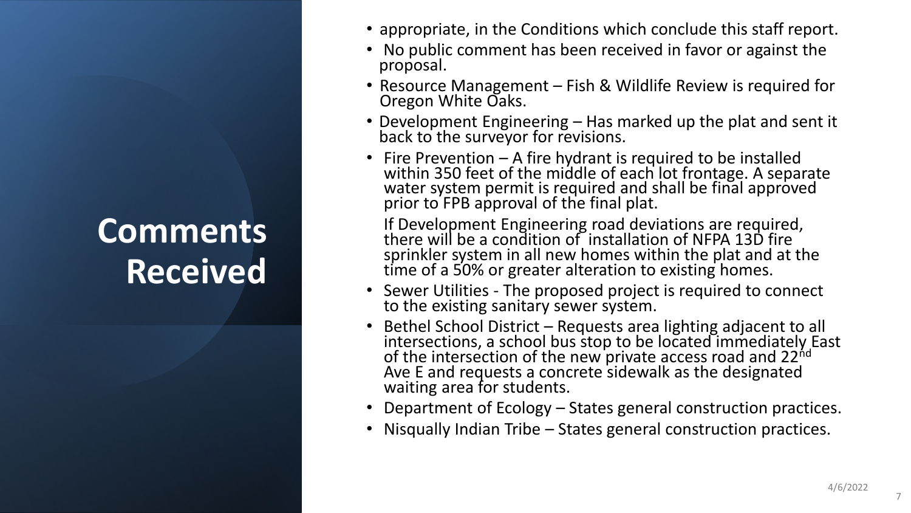# Comments Received

- appropriate, in the Conditions which conclude this staff report.
- No public comment has been received in favor or against the proposal.
- Resource Management – Fish & Wildlife Review is required for Oregon White Oaks.
- Development Engineering – Has marked up the plat and sent it back to the surveyor for revisions.
- Fire Prevention – A fire hydrant is required to be installed within 350 feet of the middle of each lot frontage. A separate water system permit is required and shall be final approved prior to FPB approval of the final plat.

  If Development Engineering road deviations are required, there will be a condition of installation of NFPA 13D fire sprinkler system in all new homes within the plat and at the time of a 50% or greater alteration to existing homes.
- Sewer Utilities - The proposed project is required to connect to the existing sanitary sewer system.
- Bethel School District – Requests area lighting adjacent to all intersections, a school bus stop to be located immediately East of the intersection of the new private access road and 22nd Ave E and requests a concrete sidewalk as the designated waiting area for students.
- Department of Ecology – States general construction practices.
- Nisqually Indian Tribe – States general construction practices.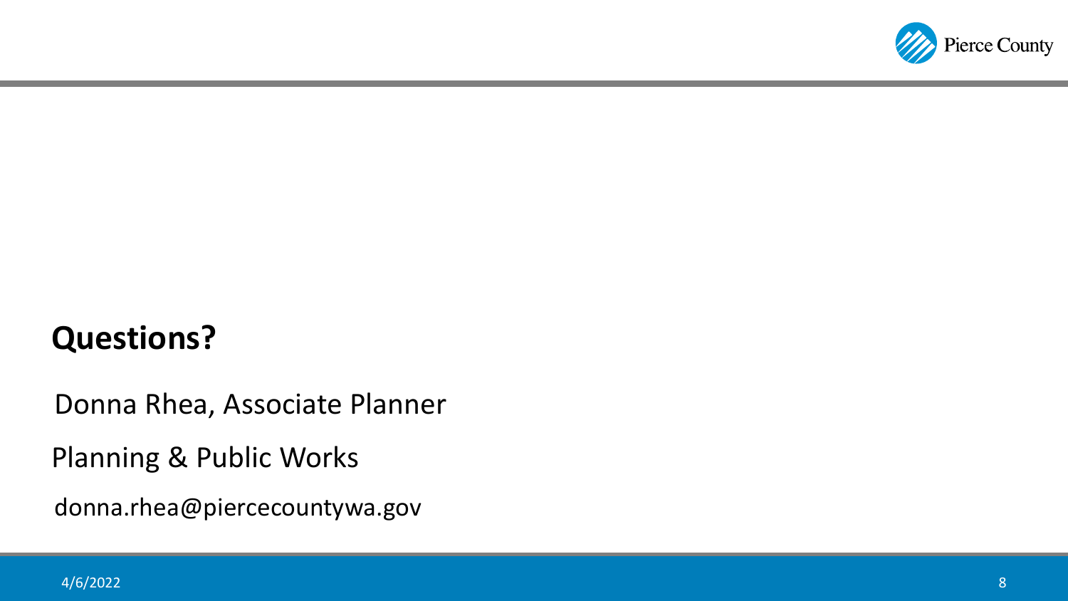## Questions?

Donna Rhea, Associate Planner

Planning & Public Works

donna.rhea@piercecountywa.gov